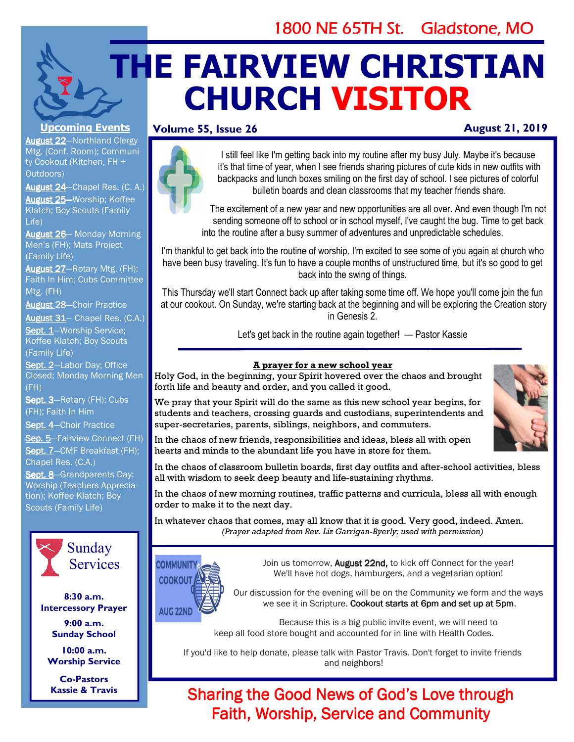1800 NE 65TH St. Gladstone, MO

# THE FAIRVIEW CHRISTIAN CHURCH VISITOR

**Volume 55, Issue 26** | **August 21, 2019**

I still feel like I'm getting back into my routine after my busy July. Maybe it's because it's that time of year, when I see friends sharing pictures of cute kids in new outfits with backpacks and lunch boxes smiling on the first day of school. I see pictures of colorful bulletin boards and clean classrooms that my teacher friends share.

The excitement of a new year and new opportunities are all over. And even though I'm not sending someone off to school or in school myself, I've caught the bug. Time to get back into the routine after a busy summer of adventures and unpredictable schedules.

I'm thankful to get back into the routine of worship. I'm excited to see some of you again at church who have been busy traveling. It's fun to have a couple months of unstructured time, but it's so good to get back into the swing of things.

This Thursday we'll start Connect back up after taking some time off. We hope you'll come join the fun at our cookout. On Sunday, we're starting back at the beginning and will be exploring the Creation story in Genesis 2.

Let's get back in the routine again together! — Pastor Kassie

## A prayer for a new school year

Holy God, in the beginning, your Spirit hovered over the chaos and brought forth life and beauty and order, and you called it good.

We pray that your Spirit will do the same as this new school year begins, for students and teachers, crossing guards and custodians, superintendents and super-secretaries, parents, siblings, neighbors, and commuters.

In the chaos of new friends, responsibilities and ideas, bless all with open hearts and minds to the abundant life you have in store for them.

In the chaos of classroom bulletin boards, first day outfits and after-school activities, bless all with wisdom to seek deep beauty and life-sustaining rhythms.

In the chaos of new morning routines, traffic patterns and curricula, bless all with enough order to make it to the next day.

In whatever chaos that comes, may all know that it is good. Very good, indeed. Amen.

*(Prayer adapted from Rev. Liz Garrigan-Byerly; used with permission)*

## Community Cookout Aug 22nd

Join us tomorrow, **August 22nd,** to kick off Connect for the year! We'll have hot dogs, hamburgers, and a vegetarian option!

Our discussion for the evening will be on the Community we form and the ways we see it in Scripture. **Cookout starts at 6pm and set up at 5pm**.

Because this is a big public invite event, we will need to keep all food store bought and accounted for in line with Health Codes.

If you'd like to help donate, please talk with Pastor Travis. Don't forget to invite friends and neighbors!

## Upcoming Events

- **August 22**—Northland Clergy Mtg. (Conf. Room); Community Cookout (Kitchen, FH + Outdoors)
- **August 24**—Chapel Res. (C. A.)
- **August 25**—Worship; Koffee Klatch; Boy Scouts (Family Life)
- **August 26**— Monday Morning Men's (FH); Mats Project (Family Life)
- **August 27**—Rotary Mtg. (FH); Faith In Him; Cubs Committee Mtg. (FH)
- **August 28**—Choir Practice
- **August 31**— Chapel Res. (C.A.)
- **Sept. 1**—Worship Service; Koffee Klatch; Boy Scouts (Family Life)
- **Sept. 2**—Labor Day; Office Closed; Monday Morning Men (FH)
- **Sept. 3**—Rotary (FH); Cubs (FH); Faith In Him
- **Sept. 4**—Choir Practice
- **Sep. 5**—Fairview Connect (FH)
- **Sept. 7**—CMF Breakfast (FH); Chapel Res. (C.A.)
- **Sept. 8**—Grandparents Day; Worship (Teachers Appreciation); Koffee Klatch; Boy Scouts (Family Life)

## Sunday Services

**8:30 a.m.**
**Intercessory Prayer**

**9:00 a.m.**
**Sunday School**

**10:00 a.m.**
**Worship Service**

**Co-Pastors**
**Kassie & Travis**

Sharing the Good News of God's Love through Faith, Worship, Service and Community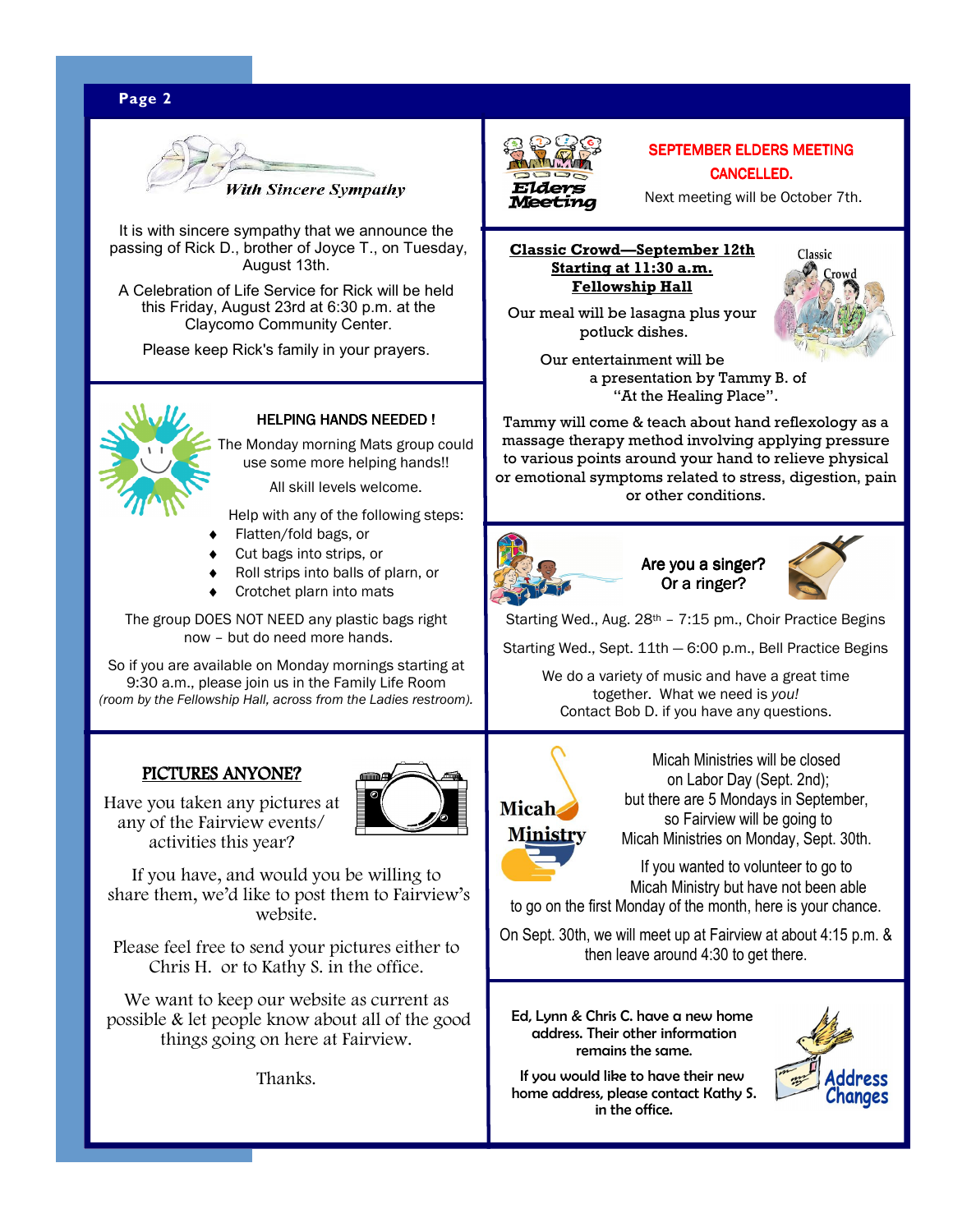## With Sincere Sympathy

It is with sincere sympathy that we announce the passing of Rick D., brother of Joyce T., on Tuesday, August 13th.

A Celebration of Life Service for Rick will be held this Friday, August 23rd at 6:30 p.m. at the Claycomo Community Center.

Please keep Rick's family in your prayers.

## HELPING HANDS NEEDED !

The Monday morning Mats group could use some more helping hands!!

All skill levels welcome.

Help with any of the following steps:

- Flatten/fold bags, or
- Cut bags into strips, or
- Roll strips into balls of plarn, or
- Crotchet plarn into mats

The group DOES NOT NEED any plastic bags right now – but do need more hands.

So if you are available on Monday mornings starting at 9:30 a.m., please join us in the Family Life Room *(room by the Fellowship Hall, across from the Ladies restroom).*

## PICTURES ANYONE?

Have you taken any pictures at any of the Fairview events/ activities this year?

If you have, and would you be willing to share them, we'd like to post them to Fairview's website.

Please feel free to send your pictures either to Chris H. or to Kathy S. in the office.

We want to keep our website as current as possible & let people know about all of the good things going on here at Fairview.

Thanks.

## Elders Meeting

**SEPTEMBER ELDERS MEETING CANCELLED.**

Next meeting will be October 7th.

## Classic Crowd—September 12th
**Starting at 11:30 a.m.**
**Fellowship Hall**

Our meal will be lasagna plus your potluck dishes.

Our entertainment will be a presentation by Tammy B. of "At the Healing Place".

Tammy will come & teach about hand reflexology as a massage therapy method involving applying pressure to various points around your hand to relieve physical or emotional symptoms related to stress, digestion, pain or other conditions.

## Are you a singer? Or a ringer?

Starting Wed., Aug. 28th – 7:15 pm., Choir Practice Begins

Starting Wed., Sept. 11th — 6:00 p.m., Bell Practice Begins

We do a variety of music and have a great time together. What we need is *you!*
Contact Bob D. if you have any questions.

## Micah Ministry

Micah Ministries will be closed on Labor Day (Sept. 2nd); but there are 5 Mondays in September, so Fairview will be going to Micah Ministries on Monday, Sept. 30th.

If you wanted to volunteer to go to Micah Ministry but have not been able to go on the first Monday of the month, here is your chance.

On Sept. 30th, we will meet up at Fairview at about 4:15 p.m. & then leave around 4:30 to get there.

## Address Changes

Ed, Lynn & Chris C. have a new home address. Their other information remains the same.

If you would like to have their new home address, please contact Kathy S. in the office.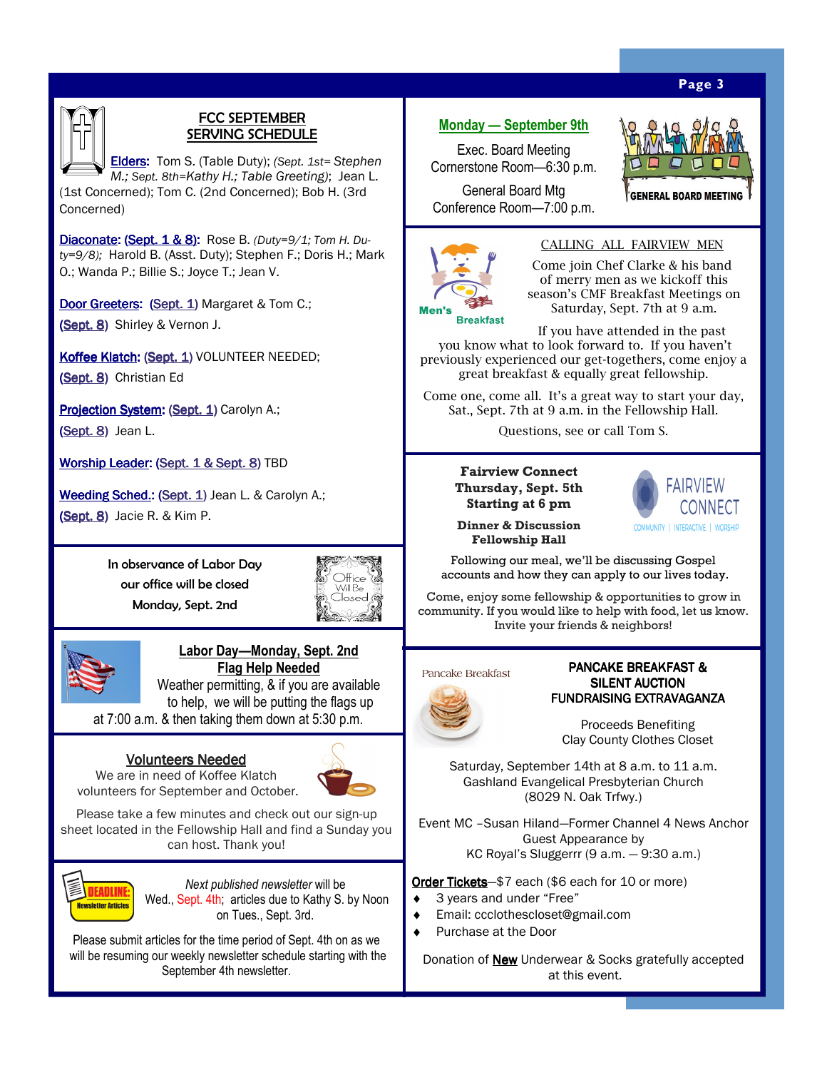## FCC SEPTEMBER SERVING SCHEDULE

**Elders:** Tom S. (Table Duty); *(Sept. 1st= Stephen M.; Sept. 8th=Kathy H.; Table Greeting)*; Jean L. (1st Concerned); Tom C. (2nd Concerned); Bob H. (3rd Concerned)

**Diaconate: (Sept. 1 & 8):** Rose B. *(Duty=9/1; Tom H. Duty=9/8);* Harold B. (Asst. Duty); Stephen F.; Doris H.; Mark O.; Wanda P.; Billie S.; Joyce T.; Jean V.

**Door Greeters:** (Sept. 1) Margaret & Tom C.; (Sept. 8) Shirley & Vernon J.

**Koffee Klatch:** (Sept. 1) VOLUNTEER NEEDED; (Sept. 8) Christian Ed

**Projection System:** (Sept. 1) Carolyn A.; (Sept. 8) Jean L.

**Worship Leader:** (Sept. 1 & Sept. 8) TBD

**Weeding Sched.:** (Sept. 1) Jean L. & Carolyn A.; (Sept. 8) Jacie R. & Kim P.

---

In observance of Labor Day our office will be closed Monday, Sept. 2nd

Office Will Be Closed

---

### Labor Day—Monday, Sept. 2nd
### Flag Help Needed

Weather permitting, & if you are available to help, we will be putting the flags up at 7:00 a.m. & then taking them down at 5:30 p.m.

---

### Volunteers Needed

We are in need of Koffee Klatch volunteers for September and October.

Please take a few minutes and check out our sign-up sheet located in the Fellowship Hall and find a Sunday you can host. Thank you!

---

DEADLINE: Newsletter Articles

*Next published newsletter* will be Wed., Sept. 4th; articles due to Kathy S. by Noon on Tues., Sept. 3rd.

Please submit articles for the time period of Sept. 4th on as we will be resuming our weekly newsletter schedule starting with the September 4th newsletter.

---

### Monday — September 9th

Exec. Board Meeting
Cornerstone Room—6:30 p.m.

General Board Mtg
Conference Room—7:00 p.m.

GENERAL BOARD MEETING

---

### CALLING ALL FAIRVIEW MEN

Men's Breakfast

Come join Chef Clarke & his band of merry men as we kickoff this season's CMF Breakfast Meetings on Saturday, Sept. 7th at 9 a.m.

If you have attended in the past you know what to look forward to. If you haven't previously experienced our get-togethers, come enjoy a great breakfast & equally great fellowship.

Come one, come all. It's a great way to start your day, Sat., Sept. 7th at 9 a.m. in the Fellowship Hall.

Questions, see or call Tom S.

---

**Fairview Connect**
**Thursday, Sept. 5th**
**Starting at 6 pm**

**Dinner & Discussion**
**Fellowship Hall**

FAIRVIEW CONNECT
COMMUNITY | INTERACTIVE | WORSHIP

Following our meal, we'll be discussing Gospel accounts and how they can apply to our lives today.

Come, enjoy some fellowship & opportunities to grow in community. If you would like to help with food, let us know. Invite your friends & neighbors!

---

Pancake Breakfast

### PANCAKE BREAKFAST & SILENT AUCTION FUNDRAISING EXTRAVAGANZA

Proceeds Benefiting
Clay County Clothes Closet

Saturday, September 14th at 8 a.m. to 11 a.m.
Gashland Evangelical Presbyterian Church
(8029 N. Oak Trfwy.)

Event MC –Susan Hiland—Former Channel 4 News Anchor
Guest Appearance by
KC Royal's Sluggerrr (9 a.m. — 9:30 a.m.)

**Order Tickets**—$7 each ($6 each for 10 or more)

- 3 years and under "Free"
- Email: ccclothescloset@gmail.com
- Purchase at the Door

Donation of **New** Underwear & Socks gratefully accepted at this event.